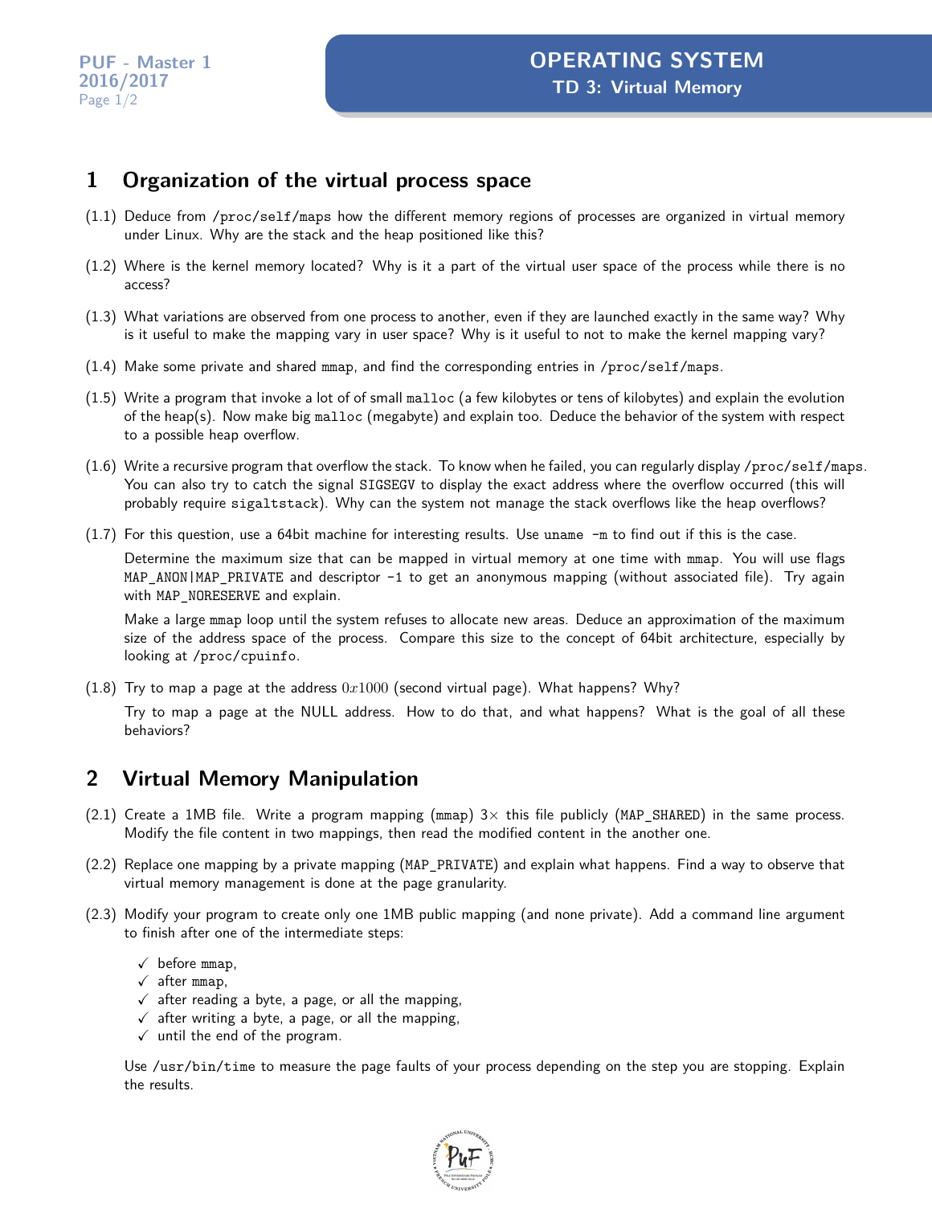# OPERATING SYSTEM

## TD 3: Virtual Memory

PUF - Master 1
2016/2017

## 1 Organization of the virtual process space

(1.1) Deduce from `/proc/self/maps` how the different memory regions of processes are organized in virtual memory under Linux. Why are the stack and the heap positioned like this?

(1.2) Where is the kernel memory located? Why is it a part of the virtual user space of the process while there is no access?

(1.3) What variations are observed from one process to another, even if they are launched exactly in the same way? Why is it useful to make the mapping vary in user space? Why is it useful to not to make the kernel mapping vary?

(1.4) Make some private and shared `mmap`, and find the corresponding entries in `/proc/self/maps`.

(1.5) Write a program that invoke a lot of of small `malloc` (a few kilobytes or tens of kilobytes) and explain the evolution of the heap(s). Now make big `malloc` (megabyte) and explain too. Deduce the behavior of the system with respect to a possible heap overflow.

(1.6) Write a recursive program that overflow the stack. To know when he failed, you can regularly display `/proc/self/maps`. You can also try to catch the signal `SIGSEGV` to display the exact address where the overflow occurred (this will probably require `sigaltstack`). Why can the system not manage the stack overflows like the heap overflows?

(1.7) For this question, use a 64bit machine for interesting results. Use `uname -m` to find out if this is the case.

Determine the maximum size that can be mapped in virtual memory at one time with `mmap`. You will use flags `MAP_ANON|MAP_PRIVATE` and descriptor `-1` to get an anonymous mapping (without associated file). Try again with `MAP_NORESERVE` and explain.

Make a large `mmap` loop until the system refuses to allocate new areas. Deduce an approximation of the maximum size of the address space of the process. Compare this size to the concept of 64bit architecture, especially by looking at `/proc/cpuinfo`.

(1.8) Try to map a page at the address $0x1000$ (second virtual page). What happens? Why?

Try to map a page at the NULL address. How to do that, and what happens? What is the goal of all these behaviors?

## 2 Virtual Memory Manipulation

(2.1) Create a 1MB file. Write a program mapping (`mmap`) $3\times$ this file publicly (`MAP_SHARED`) in the same process. Modify the file content in two mappings, then read the modified content in the another one.

(2.2) Replace one mapping by a private mapping (`MAP_PRIVATE`) and explain what happens. Find a way to observe that virtual memory management is done at the page granularity.

(2.3) Modify your program to create only one 1MB public mapping (and none private). Add a command line argument to finish after one of the intermediate steps:

- ✓ before `mmap`,
- ✓ after `mmap`,
- ✓ after reading a byte, a page, or all the mapping,
- ✓ after writing a byte, a page, or all the mapping,
- ✓ until the end of the program.

Use `/usr/bin/time` to measure the page faults of your process depending on the step you are stopping. Explain the results.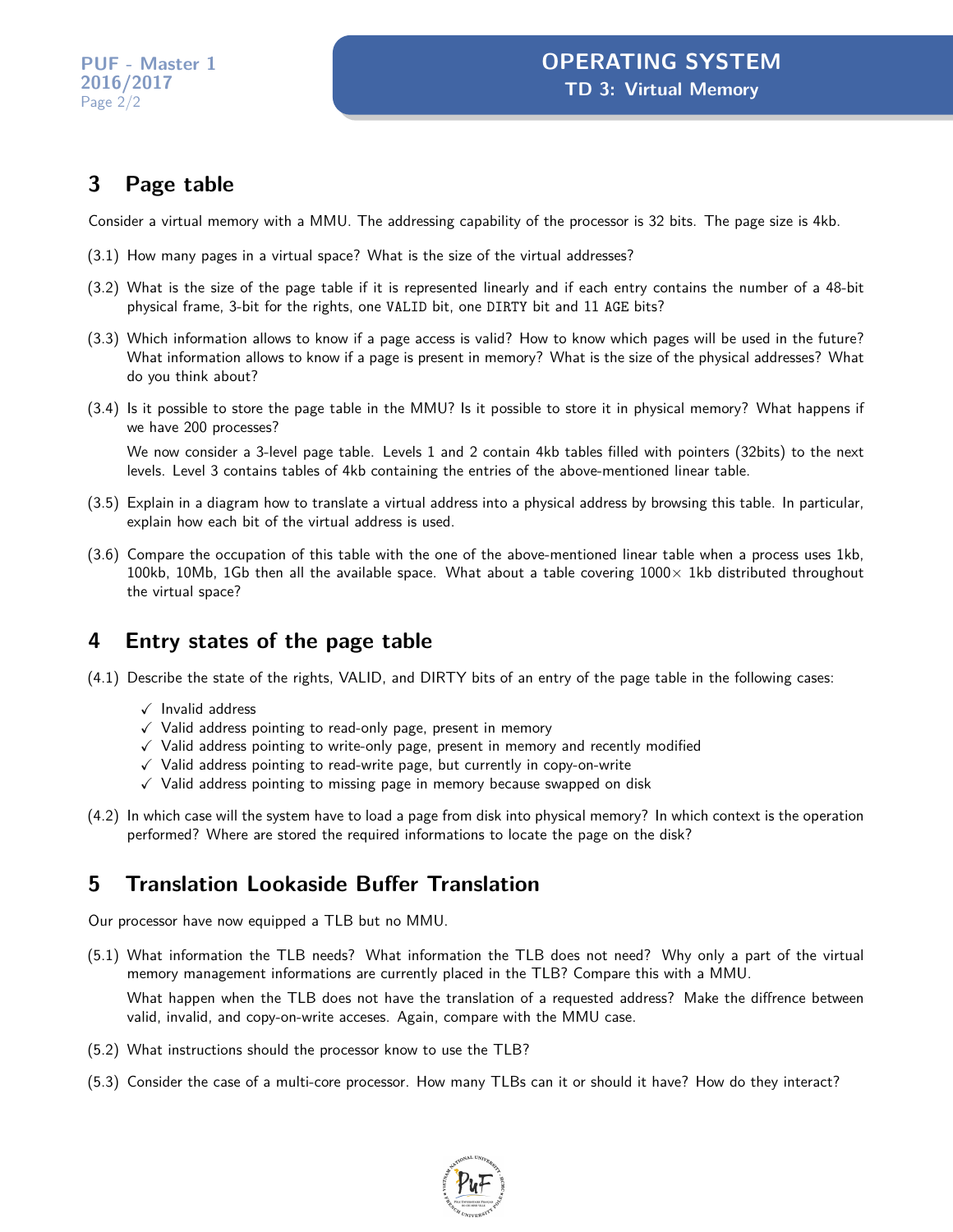## 3 Page table

Consider a virtual memory with a MMU. The addressing capability of the processor is 32 bits. The page size is 4kb.

(3.1) How many pages in a virtual space? What is the size of the virtual addresses?

(3.2) What is the size of the page table if it is represented linearly and if each entry contains the number of a 48-bit physical frame, 3-bit for the rights, one VALID bit, one DIRTY bit and 11 AGE bits?

(3.3) Which information allows to know if a page access is valid? How to know which pages will be used in the future? What information allows to know if a page is present in memory? What is the size of the physical addresses? What do you think about?

(3.4) Is it possible to store the page table in the MMU? Is it possible to store it in physical memory? What happens if we have 200 processes?

We now consider a 3-level page table. Levels 1 and 2 contain 4kb tables filled with pointers (32bits) to the next levels. Level 3 contains tables of 4kb containing the entries of the above-mentioned linear table.

(3.5) Explain in a diagram how to translate a virtual address into a physical address by browsing this table. In particular, explain how each bit of the virtual address is used.

(3.6) Compare the occupation of this table with the one of the above-mentioned linear table when a process uses 1kb, 100kb, 10Mb, 1Gb then all the available space. What about a table covering 1000× 1kb distributed throughout the virtual space?

## 4 Entry states of the page table

(4.1) Describe the state of the rights, VALID, and DIRTY bits of an entry of the page table in the following cases:

- ✓ Invalid address
- ✓ Valid address pointing to read-only page, present in memory
- ✓ Valid address pointing to write-only page, present in memory and recently modified
- ✓ Valid address pointing to read-write page, but currently in copy-on-write
- ✓ Valid address pointing to missing page in memory because swapped on disk

(4.2) In which case will the system have to load a page from disk into physical memory? In which context is the operation performed? Where are stored the required informations to locate the page on the disk?

## 5 Translation Lookaside Buffer Translation

Our processor have now equipped a TLB but no MMU.

(5.1) What information the TLB needs? What information the TLB does not need? Why only a part of the virtual memory management informations are currently placed in the TLB? Compare this with a MMU.

What happen when the TLB does not have the translation of a requested address? Make the diffrence between valid, invalid, and copy-on-write acceses. Again, compare with the MMU case.

(5.2) What instructions should the processor know to use the TLB?

(5.3) Consider the case of a multi-core processor. How many TLBs can it or should it have? How do they interact?